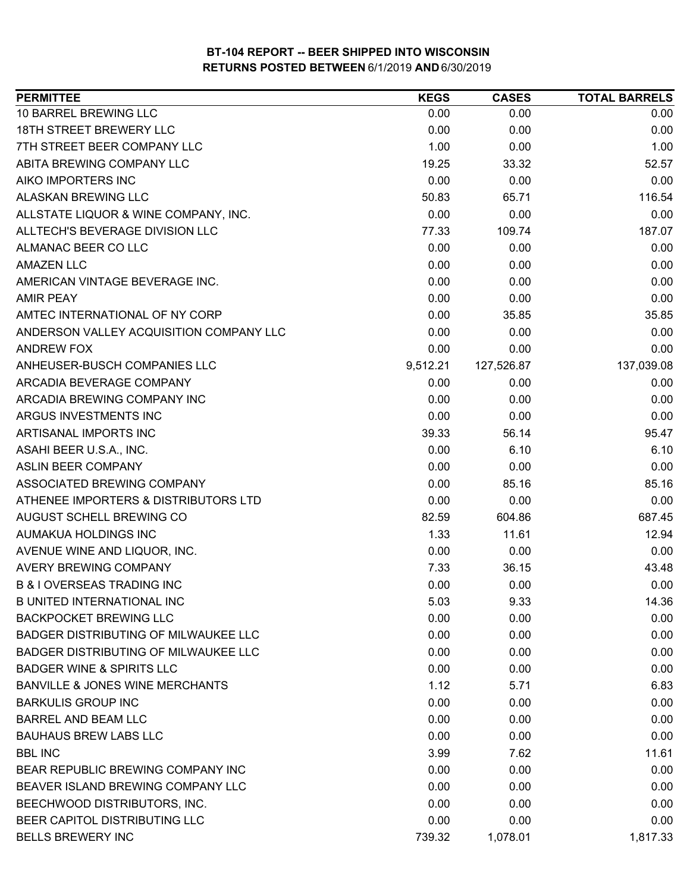# BT-104 REPORT -- BEER SHIPPED INTO WISCONSIN
## RETURNS POSTED BETWEEN 6/1/2019 AND 6/30/2019

| PERMITTEE | KEGS | CASES | TOTAL BARRELS |
| --- | --- | --- | --- |
| 10 BARREL BREWING LLC | 0.00 | 0.00 | 0.00 |
| 18TH STREET BREWERY LLC | 0.00 | 0.00 | 0.00 |
| 7TH STREET BEER COMPANY LLC | 1.00 | 0.00 | 1.00 |
| ABITA BREWING COMPANY LLC | 19.25 | 33.32 | 52.57 |
| AIKO IMPORTERS INC | 0.00 | 0.00 | 0.00 |
| ALASKAN BREWING LLC | 50.83 | 65.71 | 116.54 |
| ALLSTATE LIQUOR & WINE COMPANY, INC. | 0.00 | 0.00 | 0.00 |
| ALLTECH'S BEVERAGE DIVISION LLC | 77.33 | 109.74 | 187.07 |
| ALMANAC BEER CO LLC | 0.00 | 0.00 | 0.00 |
| AMAZEN LLC | 0.00 | 0.00 | 0.00 |
| AMERICAN VINTAGE BEVERAGE INC. | 0.00 | 0.00 | 0.00 |
| AMIR PEAY | 0.00 | 0.00 | 0.00 |
| AMTEC INTERNATIONAL OF NY CORP | 0.00 | 35.85 | 35.85 |
| ANDERSON VALLEY ACQUISITION COMPANY LLC | 0.00 | 0.00 | 0.00 |
| ANDREW FOX | 0.00 | 0.00 | 0.00 |
| ANHEUSER-BUSCH COMPANIES LLC | 9,512.21 | 127,526.87 | 137,039.08 |
| ARCADIA BEVERAGE COMPANY | 0.00 | 0.00 | 0.00 |
| ARCADIA BREWING COMPANY INC | 0.00 | 0.00 | 0.00 |
| ARGUS INVESTMENTS INC | 0.00 | 0.00 | 0.00 |
| ARTISANAL IMPORTS INC | 39.33 | 56.14 | 95.47 |
| ASAHI BEER U.S.A., INC. | 0.00 | 6.10 | 6.10 |
| ASLIN BEER COMPANY | 0.00 | 0.00 | 0.00 |
| ASSOCIATED BREWING COMPANY | 0.00 | 85.16 | 85.16 |
| ATHENEE IMPORTERS & DISTRIBUTORS LTD | 0.00 | 0.00 | 0.00 |
| AUGUST SCHELL BREWING CO | 82.59 | 604.86 | 687.45 |
| AUMAKUA HOLDINGS INC | 1.33 | 11.61 | 12.94 |
| AVENUE WINE AND LIQUOR, INC. | 0.00 | 0.00 | 0.00 |
| AVERY BREWING COMPANY | 7.33 | 36.15 | 43.48 |
| B & I OVERSEAS TRADING INC | 0.00 | 0.00 | 0.00 |
| B UNITED INTERNATIONAL INC | 5.03 | 9.33 | 14.36 |
| BACKPOCKET BREWING LLC | 0.00 | 0.00 | 0.00 |
| BADGER DISTRIBUTING OF MILWAUKEE LLC | 0.00 | 0.00 | 0.00 |
| BADGER DISTRIBUTING OF MILWAUKEE LLC | 0.00 | 0.00 | 0.00 |
| BADGER WINE & SPIRITS LLC | 0.00 | 0.00 | 0.00 |
| BANVILLE & JONES WINE MERCHANTS | 1.12 | 5.71 | 6.83 |
| BARKULIS GROUP INC | 0.00 | 0.00 | 0.00 |
| BARREL AND BEAM LLC | 0.00 | 0.00 | 0.00 |
| BAUHAUS BREW LABS LLC | 0.00 | 0.00 | 0.00 |
| BBL INC | 3.99 | 7.62 | 11.61 |
| BEAR REPUBLIC BREWING COMPANY INC | 0.00 | 0.00 | 0.00 |
| BEAVER ISLAND BREWING COMPANY LLC | 0.00 | 0.00 | 0.00 |
| BEECHWOOD DISTRIBUTORS, INC. | 0.00 | 0.00 | 0.00 |
| BEER CAPITOL DISTRIBUTING LLC | 0.00 | 0.00 | 0.00 |
| BELLS BREWERY INC | 739.32 | 1,078.01 | 1,817.33 |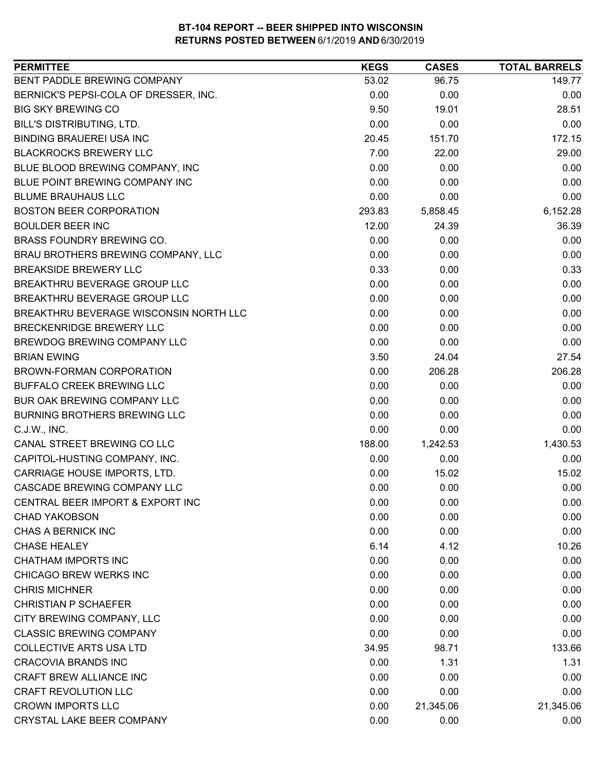**BT-104 REPORT -- BEER SHIPPED INTO WISCONSIN**
**RETURNS POSTED BETWEEN 6/1/2019 AND 6/30/2019**

| PERMITTEE | KEGS | CASES | TOTAL BARRELS |
|---|---|---|---|
| BENT PADDLE BREWING COMPANY | 53.02 | 96.75 | 149.77 |
| BERNICK'S PEPSI-COLA OF DRESSER, INC. | 0.00 | 0.00 | 0.00 |
| BIG SKY BREWING CO | 9.50 | 19.01 | 28.51 |
| BILL'S DISTRIBUTING, LTD. | 0.00 | 0.00 | 0.00 |
| BINDING BRAUEREI USA INC | 20.45 | 151.70 | 172.15 |
| BLACKROCKS BREWERY LLC | 7.00 | 22.00 | 29.00 |
| BLUE BLOOD BREWING COMPANY, INC | 0.00 | 0.00 | 0.00 |
| BLUE POINT BREWING COMPANY INC | 0.00 | 0.00 | 0.00 |
| BLUME BRAUHAUS LLC | 0.00 | 0.00 | 0.00 |
| BOSTON BEER CORPORATION | 293.83 | 5,858.45 | 6,152.28 |
| BOULDER BEER INC | 12.00 | 24.39 | 36.39 |
| BRASS FOUNDRY BREWING CO. | 0.00 | 0.00 | 0.00 |
| BRAU BROTHERS BREWING COMPANY, LLC | 0.00 | 0.00 | 0.00 |
| BREAKSIDE BREWERY LLC | 0.33 | 0.00 | 0.33 |
| BREAKTHRU BEVERAGE GROUP LLC | 0.00 | 0.00 | 0.00 |
| BREAKTHRU BEVERAGE GROUP LLC | 0.00 | 0.00 | 0.00 |
| BREAKTHRU BEVERAGE WISCONSIN NORTH LLC | 0.00 | 0.00 | 0.00 |
| BRECKENRIDGE BREWERY LLC | 0.00 | 0.00 | 0.00 |
| BREWDOG BREWING COMPANY LLC | 0.00 | 0.00 | 0.00 |
| BRIAN EWING | 3.50 | 24.04 | 27.54 |
| BROWN-FORMAN CORPORATION | 0.00 | 206.28 | 206.28 |
| BUFFALO CREEK BREWING LLC | 0.00 | 0.00 | 0.00 |
| BUR OAK BREWING COMPANY LLC | 0.00 | 0.00 | 0.00 |
| BURNING BROTHERS BREWING LLC | 0.00 | 0.00 | 0.00 |
| C.J.W., INC. | 0.00 | 0.00 | 0.00 |
| CANAL STREET BREWING CO LLC | 188.00 | 1,242.53 | 1,430.53 |
| CAPITOL-HUSTING COMPANY, INC. | 0.00 | 0.00 | 0.00 |
| CARRIAGE HOUSE IMPORTS, LTD. | 0.00 | 15.02 | 15.02 |
| CASCADE BREWING COMPANY LLC | 0.00 | 0.00 | 0.00 |
| CENTRAL BEER IMPORT & EXPORT INC | 0.00 | 0.00 | 0.00 |
| CHAD YAKOBSON | 0.00 | 0.00 | 0.00 |
| CHAS A BERNICK INC | 0.00 | 0.00 | 0.00 |
| CHASE HEALEY | 6.14 | 4.12 | 10.26 |
| CHATHAM IMPORTS INC | 0.00 | 0.00 | 0.00 |
| CHICAGO BREW WERKS INC | 0.00 | 0.00 | 0.00 |
| CHRIS MICHNER | 0.00 | 0.00 | 0.00 |
| CHRISTIAN P SCHAEFER | 0.00 | 0.00 | 0.00 |
| CITY BREWING COMPANY, LLC | 0.00 | 0.00 | 0.00 |
| CLASSIC BREWING COMPANY | 0.00 | 0.00 | 0.00 |
| COLLECTIVE ARTS USA LTD | 34.95 | 98.71 | 133.66 |
| CRACOVIA BRANDS INC | 0.00 | 1.31 | 1.31 |
| CRAFT BREW ALLIANCE INC | 0.00 | 0.00 | 0.00 |
| CRAFT REVOLUTION LLC | 0.00 | 0.00 | 0.00 |
| CROWN IMPORTS LLC | 0.00 | 21,345.06 | 21,345.06 |
| CRYSTAL LAKE BEER COMPANY | 0.00 | 0.00 | 0.00 |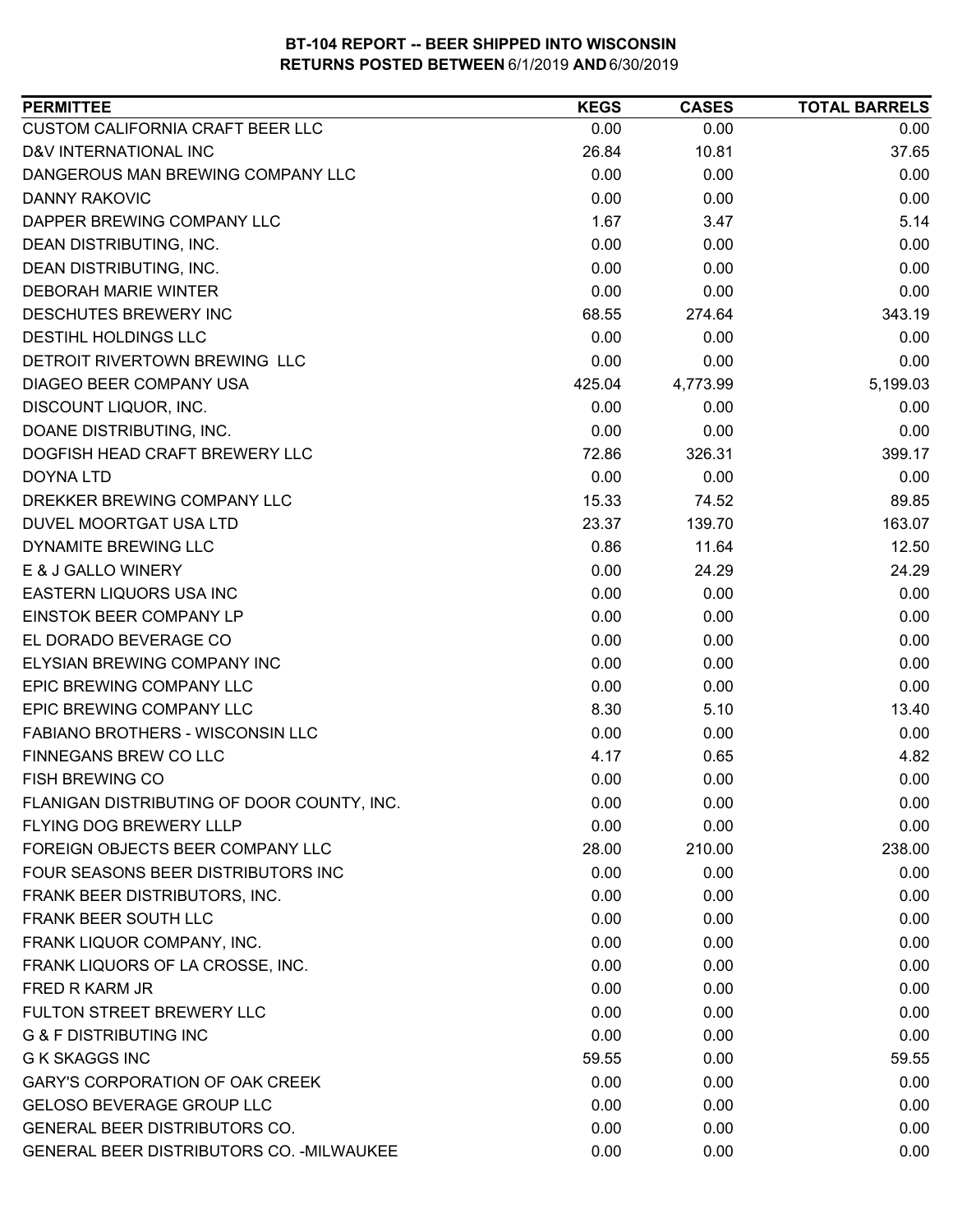**BT-104 REPORT -- BEER SHIPPED INTO WISCONSIN**
**RETURNS POSTED BETWEEN 6/1/2019 AND 6/30/2019**

| PERMITTEE | KEGS | CASES | TOTAL BARRELS |
|---|---|---|---|
| CUSTOM CALIFORNIA CRAFT BEER LLC | 0.00 | 0.00 | 0.00 |
| D&V INTERNATIONAL INC | 26.84 | 10.81 | 37.65 |
| DANGEROUS MAN BREWING COMPANY LLC | 0.00 | 0.00 | 0.00 |
| DANNY RAKOVIC | 0.00 | 0.00 | 0.00 |
| DAPPER BREWING COMPANY LLC | 1.67 | 3.47 | 5.14 |
| DEAN DISTRIBUTING, INC. | 0.00 | 0.00 | 0.00 |
| DEAN DISTRIBUTING, INC. | 0.00 | 0.00 | 0.00 |
| DEBORAH MARIE WINTER | 0.00 | 0.00 | 0.00 |
| DESCHUTES BREWERY INC | 68.55 | 274.64 | 343.19 |
| DESTIHL HOLDINGS LLC | 0.00 | 0.00 | 0.00 |
| DETROIT RIVERTOWN BREWING LLC | 0.00 | 0.00 | 0.00 |
| DIAGEO BEER COMPANY USA | 425.04 | 4,773.99 | 5,199.03 |
| DISCOUNT LIQUOR, INC. | 0.00 | 0.00 | 0.00 |
| DOANE DISTRIBUTING, INC. | 0.00 | 0.00 | 0.00 |
| DOGFISH HEAD CRAFT BREWERY LLC | 72.86 | 326.31 | 399.17 |
| DOYNA LTD | 0.00 | 0.00 | 0.00 |
| DREKKER BREWING COMPANY LLC | 15.33 | 74.52 | 89.85 |
| DUVEL MOORTGAT USA LTD | 23.37 | 139.70 | 163.07 |
| DYNAMITE BREWING LLC | 0.86 | 11.64 | 12.50 |
| E & J GALLO WINERY | 0.00 | 24.29 | 24.29 |
| EASTERN LIQUORS USA INC | 0.00 | 0.00 | 0.00 |
| EINSTOK BEER COMPANY LP | 0.00 | 0.00 | 0.00 |
| EL DORADO BEVERAGE CO | 0.00 | 0.00 | 0.00 |
| ELYSIAN BREWING COMPANY INC | 0.00 | 0.00 | 0.00 |
| EPIC BREWING COMPANY LLC | 0.00 | 0.00 | 0.00 |
| EPIC BREWING COMPANY LLC | 8.30 | 5.10 | 13.40 |
| FABIANO BROTHERS - WISCONSIN LLC | 0.00 | 0.00 | 0.00 |
| FINNEGANS BREW CO LLC | 4.17 | 0.65 | 4.82 |
| FISH BREWING CO | 0.00 | 0.00 | 0.00 |
| FLANIGAN DISTRIBUTING OF DOOR COUNTY, INC. | 0.00 | 0.00 | 0.00 |
| FLYING DOG BREWERY LLLP | 0.00 | 0.00 | 0.00 |
| FOREIGN OBJECTS BEER COMPANY LLC | 28.00 | 210.00 | 238.00 |
| FOUR SEASONS BEER DISTRIBUTORS INC | 0.00 | 0.00 | 0.00 |
| FRANK BEER DISTRIBUTORS, INC. | 0.00 | 0.00 | 0.00 |
| FRANK BEER SOUTH LLC | 0.00 | 0.00 | 0.00 |
| FRANK LIQUOR COMPANY, INC. | 0.00 | 0.00 | 0.00 |
| FRANK LIQUORS OF LA CROSSE, INC. | 0.00 | 0.00 | 0.00 |
| FRED R KARM JR | 0.00 | 0.00 | 0.00 |
| FULTON STREET BREWERY LLC | 0.00 | 0.00 | 0.00 |
| G & F DISTRIBUTING INC | 0.00 | 0.00 | 0.00 |
| G K SKAGGS INC | 59.55 | 0.00 | 59.55 |
| GARY'S CORPORATION OF OAK CREEK | 0.00 | 0.00 | 0.00 |
| GELOSO BEVERAGE GROUP LLC | 0.00 | 0.00 | 0.00 |
| GENERAL BEER DISTRIBUTORS CO. | 0.00 | 0.00 | 0.00 |
| GENERAL BEER DISTRIBUTORS CO. -MILWAUKEE | 0.00 | 0.00 | 0.00 |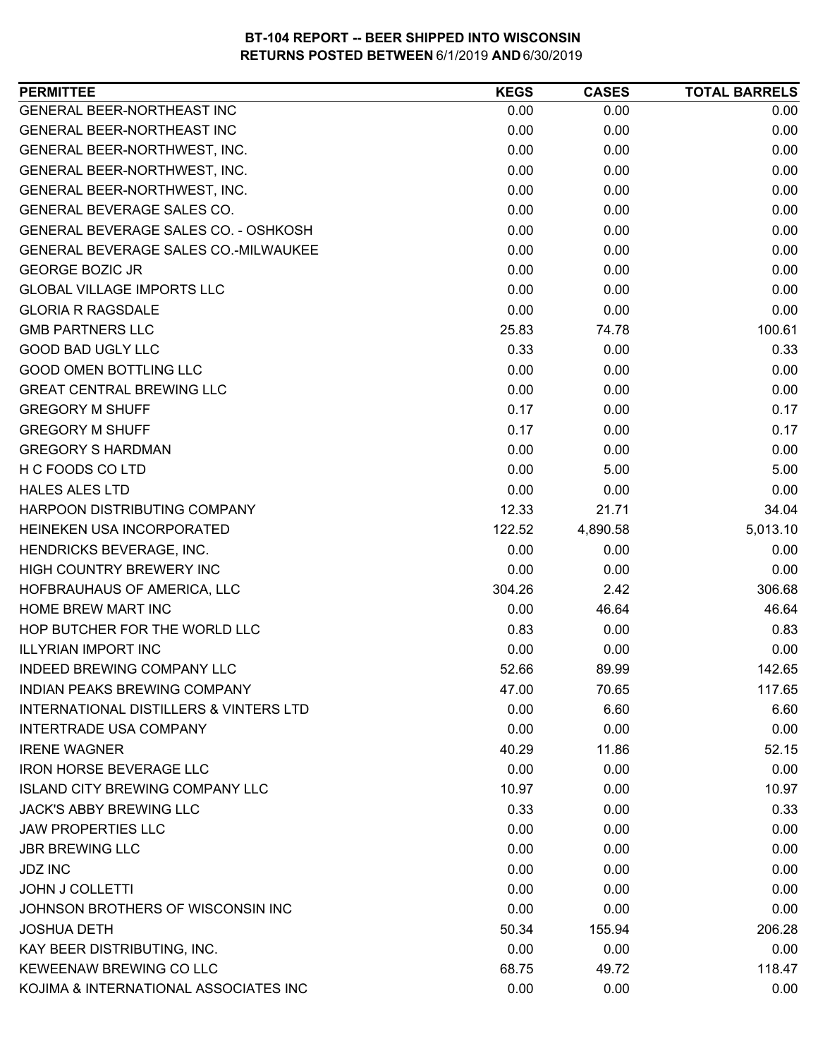**BT-104 REPORT -- BEER SHIPPED INTO WISCONSIN**
**RETURNS POSTED BETWEEN 6/1/2019 AND 6/30/2019**

| PERMITTEE | KEGS | CASES | TOTAL BARRELS |
|---|---|---|---|
| GENERAL BEER-NORTHEAST INC | 0.00 | 0.00 | 0.00 |
| GENERAL BEER-NORTHEAST INC | 0.00 | 0.00 | 0.00 |
| GENERAL BEER-NORTHWEST, INC. | 0.00 | 0.00 | 0.00 |
| GENERAL BEER-NORTHWEST, INC. | 0.00 | 0.00 | 0.00 |
| GENERAL BEER-NORTHWEST, INC. | 0.00 | 0.00 | 0.00 |
| GENERAL BEVERAGE SALES CO. | 0.00 | 0.00 | 0.00 |
| GENERAL BEVERAGE SALES CO. - OSHKOSH | 0.00 | 0.00 | 0.00 |
| GENERAL BEVERAGE SALES CO.-MILWAUKEE | 0.00 | 0.00 | 0.00 |
| GEORGE BOZIC JR | 0.00 | 0.00 | 0.00 |
| GLOBAL VILLAGE IMPORTS LLC | 0.00 | 0.00 | 0.00 |
| GLORIA R RAGSDALE | 0.00 | 0.00 | 0.00 |
| GMB PARTNERS LLC | 25.83 | 74.78 | 100.61 |
| GOOD BAD UGLY LLC | 0.33 | 0.00 | 0.33 |
| GOOD OMEN BOTTLING LLC | 0.00 | 0.00 | 0.00 |
| GREAT CENTRAL BREWING LLC | 0.00 | 0.00 | 0.00 |
| GREGORY M SHUFF | 0.17 | 0.00 | 0.17 |
| GREGORY M SHUFF | 0.17 | 0.00 | 0.17 |
| GREGORY S HARDMAN | 0.00 | 0.00 | 0.00 |
| H C FOODS CO LTD | 0.00 | 5.00 | 5.00 |
| HALES ALES LTD | 0.00 | 0.00 | 0.00 |
| HARPOON DISTRIBUTING COMPANY | 12.33 | 21.71 | 34.04 |
| HEINEKEN USA INCORPORATED | 122.52 | 4,890.58 | 5,013.10 |
| HENDRICKS BEVERAGE, INC. | 0.00 | 0.00 | 0.00 |
| HIGH COUNTRY BREWERY INC | 0.00 | 0.00 | 0.00 |
| HOFBRAUHAUS OF AMERICA, LLC | 304.26 | 2.42 | 306.68 |
| HOME BREW MART INC | 0.00 | 46.64 | 46.64 |
| HOP BUTCHER FOR THE WORLD LLC | 0.83 | 0.00 | 0.83 |
| ILLYRIAN IMPORT INC | 0.00 | 0.00 | 0.00 |
| INDEED BREWING COMPANY LLC | 52.66 | 89.99 | 142.65 |
| INDIAN PEAKS BREWING COMPANY | 47.00 | 70.65 | 117.65 |
| INTERNATIONAL DISTILLERS & VINTERS LTD | 0.00 | 6.60 | 6.60 |
| INTERTRADE USA COMPANY | 0.00 | 0.00 | 0.00 |
| IRENE WAGNER | 40.29 | 11.86 | 52.15 |
| IRON HORSE BEVERAGE LLC | 0.00 | 0.00 | 0.00 |
| ISLAND CITY BREWING COMPANY LLC | 10.97 | 0.00 | 10.97 |
| JACK'S ABBY BREWING LLC | 0.33 | 0.00 | 0.33 |
| JAW PROPERTIES LLC | 0.00 | 0.00 | 0.00 |
| JBR BREWING LLC | 0.00 | 0.00 | 0.00 |
| JDZ INC | 0.00 | 0.00 | 0.00 |
| JOHN J COLLETTI | 0.00 | 0.00 | 0.00 |
| JOHNSON BROTHERS OF WISCONSIN INC | 0.00 | 0.00 | 0.00 |
| JOSHUA DETH | 50.34 | 155.94 | 206.28 |
| KAY BEER DISTRIBUTING, INC. | 0.00 | 0.00 | 0.00 |
| KEWEENAW BREWING CO LLC | 68.75 | 49.72 | 118.47 |
| KOJIMA & INTERNATIONAL ASSOCIATES INC | 0.00 | 0.00 | 0.00 |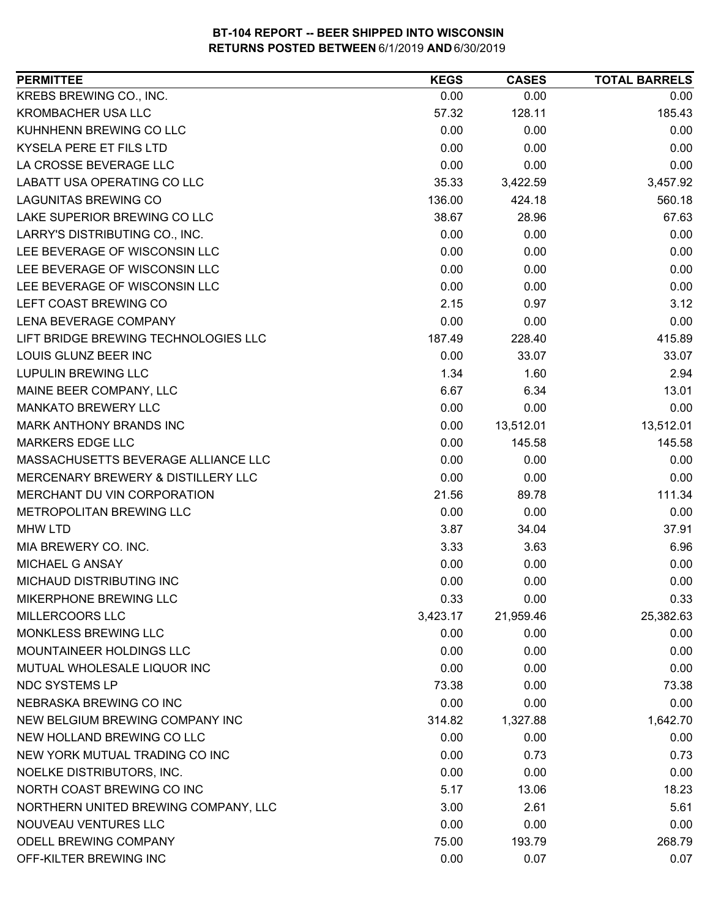**BT-104 REPORT -- BEER SHIPPED INTO WISCONSIN**
**RETURNS POSTED BETWEEN 6/1/2019 AND 6/30/2019**

| PERMITTEE | KEGS | CASES | TOTAL BARRELS |
|---|---|---|---|
| KREBS BREWING CO., INC. | 0.00 | 0.00 | 0.00 |
| KROMBACHER USA LLC | 57.32 | 128.11 | 185.43 |
| KUHNHENN BREWING CO LLC | 0.00 | 0.00 | 0.00 |
| KYSELA PERE ET FILS LTD | 0.00 | 0.00 | 0.00 |
| LA CROSSE BEVERAGE LLC | 0.00 | 0.00 | 0.00 |
| LABATT USA OPERATING CO LLC | 35.33 | 3,422.59 | 3,457.92 |
| LAGUNITAS BREWING CO | 136.00 | 424.18 | 560.18 |
| LAKE SUPERIOR BREWING CO LLC | 38.67 | 28.96 | 67.63 |
| LARRY'S DISTRIBUTING CO., INC. | 0.00 | 0.00 | 0.00 |
| LEE BEVERAGE OF WISCONSIN LLC | 0.00 | 0.00 | 0.00 |
| LEE BEVERAGE OF WISCONSIN LLC | 0.00 | 0.00 | 0.00 |
| LEE BEVERAGE OF WISCONSIN LLC | 0.00 | 0.00 | 0.00 |
| LEFT COAST BREWING CO | 2.15 | 0.97 | 3.12 |
| LENA BEVERAGE COMPANY | 0.00 | 0.00 | 0.00 |
| LIFT BRIDGE BREWING TECHNOLOGIES LLC | 187.49 | 228.40 | 415.89 |
| LOUIS GLUNZ BEER INC | 0.00 | 33.07 | 33.07 |
| LUPULIN BREWING LLC | 1.34 | 1.60 | 2.94 |
| MAINE BEER COMPANY, LLC | 6.67 | 6.34 | 13.01 |
| MANKATO BREWERY LLC | 0.00 | 0.00 | 0.00 |
| MARK ANTHONY BRANDS INC | 0.00 | 13,512.01 | 13,512.01 |
| MARKERS EDGE LLC | 0.00 | 145.58 | 145.58 |
| MASSACHUSETTS BEVERAGE ALLIANCE LLC | 0.00 | 0.00 | 0.00 |
| MERCENARY BREWERY & DISTILLERY LLC | 0.00 | 0.00 | 0.00 |
| MERCHANT DU VIN CORPORATION | 21.56 | 89.78 | 111.34 |
| METROPOLITAN BREWING LLC | 0.00 | 0.00 | 0.00 |
| MHW LTD | 3.87 | 34.04 | 37.91 |
| MIA BREWERY CO. INC. | 3.33 | 3.63 | 6.96 |
| MICHAEL G ANSAY | 0.00 | 0.00 | 0.00 |
| MICHAUD DISTRIBUTING INC | 0.00 | 0.00 | 0.00 |
| MIKERPHONE BREWING LLC | 0.33 | 0.00 | 0.33 |
| MILLERCOORS LLC | 3,423.17 | 21,959.46 | 25,382.63 |
| MONKLESS BREWING LLC | 0.00 | 0.00 | 0.00 |
| MOUNTAINEER HOLDINGS LLC | 0.00 | 0.00 | 0.00 |
| MUTUAL WHOLESALE LIQUOR INC | 0.00 | 0.00 | 0.00 |
| NDC SYSTEMS LP | 73.38 | 0.00 | 73.38 |
| NEBRASKA BREWING CO INC | 0.00 | 0.00 | 0.00 |
| NEW BELGIUM BREWING COMPANY INC | 314.82 | 1,327.88 | 1,642.70 |
| NEW HOLLAND BREWING CO LLC | 0.00 | 0.00 | 0.00 |
| NEW YORK MUTUAL TRADING CO INC | 0.00 | 0.73 | 0.73 |
| NOELKE DISTRIBUTORS, INC. | 0.00 | 0.00 | 0.00 |
| NORTH COAST BREWING CO INC | 5.17 | 13.06 | 18.23 |
| NORTHERN UNITED BREWING COMPANY, LLC | 3.00 | 2.61 | 5.61 |
| NOUVEAU VENTURES LLC | 0.00 | 0.00 | 0.00 |
| ODELL BREWING COMPANY | 75.00 | 193.79 | 268.79 |
| OFF-KILTER BREWING INC | 0.00 | 0.07 | 0.07 |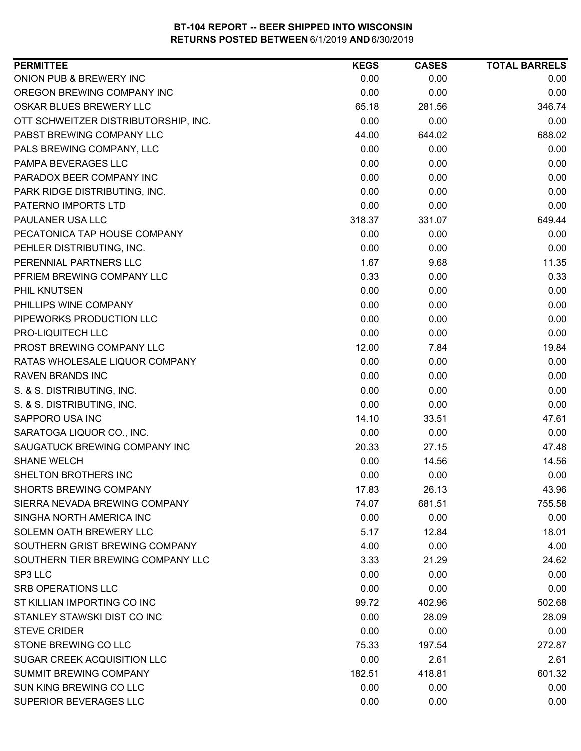**BT-104 REPORT -- BEER SHIPPED INTO WISCONSIN**
**RETURNS POSTED BETWEEN 6/1/2019 AND 6/30/2019**

| PERMITTEE | KEGS | CASES | TOTAL BARRELS |
|---|---|---|---|
| ONION PUB & BREWERY INC | 0.00 | 0.00 | 0.00 |
| OREGON BREWING COMPANY INC | 0.00 | 0.00 | 0.00 |
| OSKAR BLUES BREWERY LLC | 65.18 | 281.56 | 346.74 |
| OTT SCHWEITZER DISTRIBUTORSHIP, INC. | 0.00 | 0.00 | 0.00 |
| PABST BREWING COMPANY LLC | 44.00 | 644.02 | 688.02 |
| PALS BREWING COMPANY, LLC | 0.00 | 0.00 | 0.00 |
| PAMPA BEVERAGES LLC | 0.00 | 0.00 | 0.00 |
| PARADOX BEER COMPANY INC | 0.00 | 0.00 | 0.00 |
| PARK RIDGE DISTRIBUTING, INC. | 0.00 | 0.00 | 0.00 |
| PATERNO IMPORTS LTD | 0.00 | 0.00 | 0.00 |
| PAULANER USA LLC | 318.37 | 331.07 | 649.44 |
| PECATONICA TAP HOUSE COMPANY | 0.00 | 0.00 | 0.00 |
| PEHLER DISTRIBUTING, INC. | 0.00 | 0.00 | 0.00 |
| PERENNIAL PARTNERS LLC | 1.67 | 9.68 | 11.35 |
| PFRIEM BREWING COMPANY LLC | 0.33 | 0.00 | 0.33 |
| PHIL KNUTSEN | 0.00 | 0.00 | 0.00 |
| PHILLIPS WINE COMPANY | 0.00 | 0.00 | 0.00 |
| PIPEWORKS PRODUCTION LLC | 0.00 | 0.00 | 0.00 |
| PRO-LIQUITECH LLC | 0.00 | 0.00 | 0.00 |
| PROST BREWING COMPANY LLC | 12.00 | 7.84 | 19.84 |
| RATAS WHOLESALE LIQUOR COMPANY | 0.00 | 0.00 | 0.00 |
| RAVEN BRANDS INC | 0.00 | 0.00 | 0.00 |
| S. & S. DISTRIBUTING, INC. | 0.00 | 0.00 | 0.00 |
| S. & S. DISTRIBUTING, INC. | 0.00 | 0.00 | 0.00 |
| SAPPORO USA INC | 14.10 | 33.51 | 47.61 |
| SARATOGA LIQUOR CO., INC. | 0.00 | 0.00 | 0.00 |
| SAUGATUCK BREWING COMPANY INC | 20.33 | 27.15 | 47.48 |
| SHANE WELCH | 0.00 | 14.56 | 14.56 |
| SHELTON BROTHERS INC | 0.00 | 0.00 | 0.00 |
| SHORTS BREWING COMPANY | 17.83 | 26.13 | 43.96 |
| SIERRA NEVADA BREWING COMPANY | 74.07 | 681.51 | 755.58 |
| SINGHA NORTH AMERICA INC | 0.00 | 0.00 | 0.00 |
| SOLEMN OATH BREWERY LLC | 5.17 | 12.84 | 18.01 |
| SOUTHERN GRIST BREWING COMPANY | 4.00 | 0.00 | 4.00 |
| SOUTHERN TIER BREWING COMPANY LLC | 3.33 | 21.29 | 24.62 |
| SP3 LLC | 0.00 | 0.00 | 0.00 |
| SRB OPERATIONS LLC | 0.00 | 0.00 | 0.00 |
| ST KILLIAN IMPORTING CO INC | 99.72 | 402.96 | 502.68 |
| STANLEY STAWSKI DIST CO INC | 0.00 | 28.09 | 28.09 |
| STEVE CRIDER | 0.00 | 0.00 | 0.00 |
| STONE BREWING CO LLC | 75.33 | 197.54 | 272.87 |
| SUGAR CREEK ACQUISITION LLC | 0.00 | 2.61 | 2.61 |
| SUMMIT BREWING COMPANY | 182.51 | 418.81 | 601.32 |
| SUN KING BREWING CO LLC | 0.00 | 0.00 | 0.00 |
| SUPERIOR BEVERAGES LLC | 0.00 | 0.00 | 0.00 |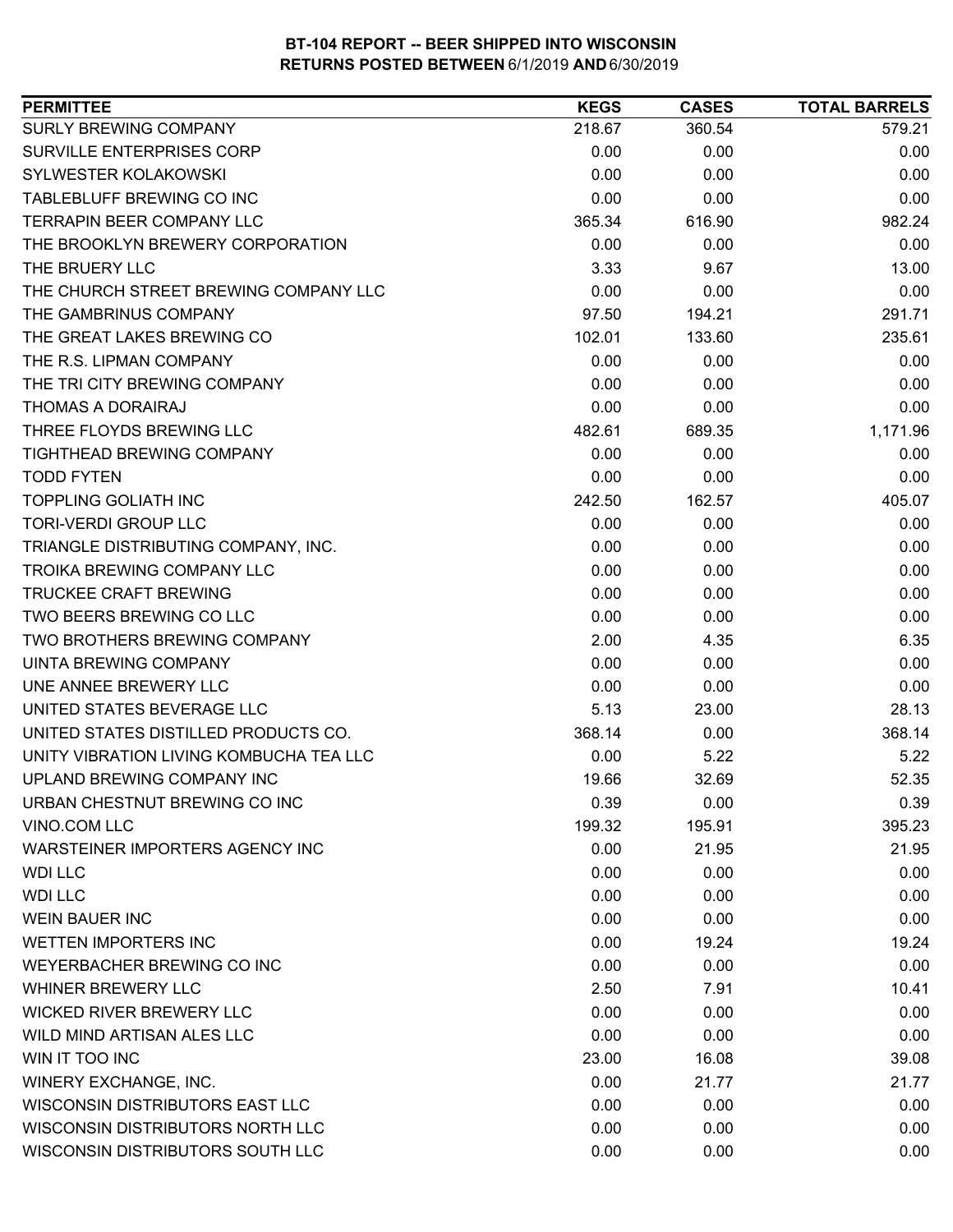**BT-104 REPORT -- BEER SHIPPED INTO WISCONSIN**
**RETURNS POSTED BETWEEN 6/1/2019 AND 6/30/2019**

| PERMITTEE | KEGS | CASES | TOTAL BARRELS |
|---|---|---|---|
| SURLY BREWING COMPANY | 218.67 | 360.54 | 579.21 |
| SURVILLE ENTERPRISES CORP | 0.00 | 0.00 | 0.00 |
| SYLWESTER KOLAKOWSKI | 0.00 | 0.00 | 0.00 |
| TABLEBLUFF BREWING CO INC | 0.00 | 0.00 | 0.00 |
| TERRAPIN BEER COMPANY LLC | 365.34 | 616.90 | 982.24 |
| THE BROOKLYN BREWERY CORPORATION | 0.00 | 0.00 | 0.00 |
| THE BRUERY LLC | 3.33 | 9.67 | 13.00 |
| THE CHURCH STREET BREWING COMPANY LLC | 0.00 | 0.00 | 0.00 |
| THE GAMBRINUS COMPANY | 97.50 | 194.21 | 291.71 |
| THE GREAT LAKES BREWING CO | 102.01 | 133.60 | 235.61 |
| THE R.S. LIPMAN COMPANY | 0.00 | 0.00 | 0.00 |
| THE TRI CITY BREWING COMPANY | 0.00 | 0.00 | 0.00 |
| THOMAS A DORAIRAJ | 0.00 | 0.00 | 0.00 |
| THREE FLOYDS BREWING LLC | 482.61 | 689.35 | 1,171.96 |
| TIGHTHEAD BREWING COMPANY | 0.00 | 0.00 | 0.00 |
| TODD FYTEN | 0.00 | 0.00 | 0.00 |
| TOPPLING GOLIATH INC | 242.50 | 162.57 | 405.07 |
| TORI-VERDI GROUP LLC | 0.00 | 0.00 | 0.00 |
| TRIANGLE DISTRIBUTING COMPANY, INC. | 0.00 | 0.00 | 0.00 |
| TROIKA BREWING COMPANY LLC | 0.00 | 0.00 | 0.00 |
| TRUCKEE CRAFT BREWING | 0.00 | 0.00 | 0.00 |
| TWO BEERS BREWING CO LLC | 0.00 | 0.00 | 0.00 |
| TWO BROTHERS BREWING COMPANY | 2.00 | 4.35 | 6.35 |
| UINTA BREWING COMPANY | 0.00 | 0.00 | 0.00 |
| UNE ANNEE BREWERY LLC | 0.00 | 0.00 | 0.00 |
| UNITED STATES BEVERAGE LLC | 5.13 | 23.00 | 28.13 |
| UNITED STATES DISTILLED PRODUCTS CO. | 368.14 | 0.00 | 368.14 |
| UNITY VIBRATION LIVING KOMBUCHA TEA LLC | 0.00 | 5.22 | 5.22 |
| UPLAND BREWING COMPANY INC | 19.66 | 32.69 | 52.35 |
| URBAN CHESTNUT BREWING CO INC | 0.39 | 0.00 | 0.39 |
| VINO.COM LLC | 199.32 | 195.91 | 395.23 |
| WARSTEINER IMPORTERS AGENCY INC | 0.00 | 21.95 | 21.95 |
| WDI LLC | 0.00 | 0.00 | 0.00 |
| WDI LLC | 0.00 | 0.00 | 0.00 |
| WEIN BAUER INC | 0.00 | 0.00 | 0.00 |
| WETTEN IMPORTERS INC | 0.00 | 19.24 | 19.24 |
| WEYERBACHER BREWING CO INC | 0.00 | 0.00 | 0.00 |
| WHINER BREWERY LLC | 2.50 | 7.91 | 10.41 |
| WICKED RIVER BREWERY LLC | 0.00 | 0.00 | 0.00 |
| WILD MIND ARTISAN ALES LLC | 0.00 | 0.00 | 0.00 |
| WIN IT TOO INC | 23.00 | 16.08 | 39.08 |
| WINERY EXCHANGE, INC. | 0.00 | 21.77 | 21.77 |
| WISCONSIN DISTRIBUTORS EAST LLC | 0.00 | 0.00 | 0.00 |
| WISCONSIN DISTRIBUTORS NORTH LLC | 0.00 | 0.00 | 0.00 |
| WISCONSIN DISTRIBUTORS SOUTH LLC | 0.00 | 0.00 | 0.00 |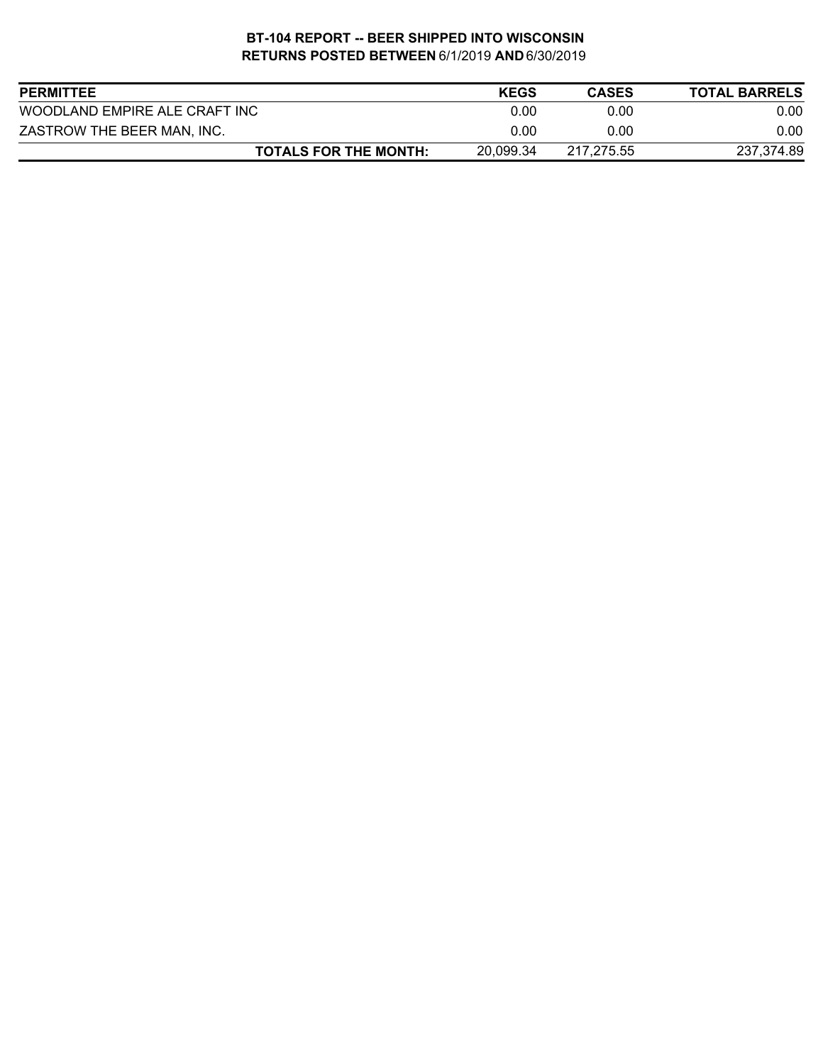**BT-104 REPORT -- BEER SHIPPED INTO WISCONSIN**
**RETURNS POSTED BETWEEN** 6/1/2019 **AND** 6/30/2019

| PERMITTEE | KEGS | CASES | TOTAL BARRELS |
|---|---|---|---|
| WOODLAND EMPIRE ALE CRAFT INC | 0.00 | 0.00 | 0.00 |
| ZASTROW THE BEER MAN, INC. | 0.00 | 0.00 | 0.00 |
| **TOTALS FOR THE MONTH:** | 20,099.34 | 217,275.55 | 237,374.89 |